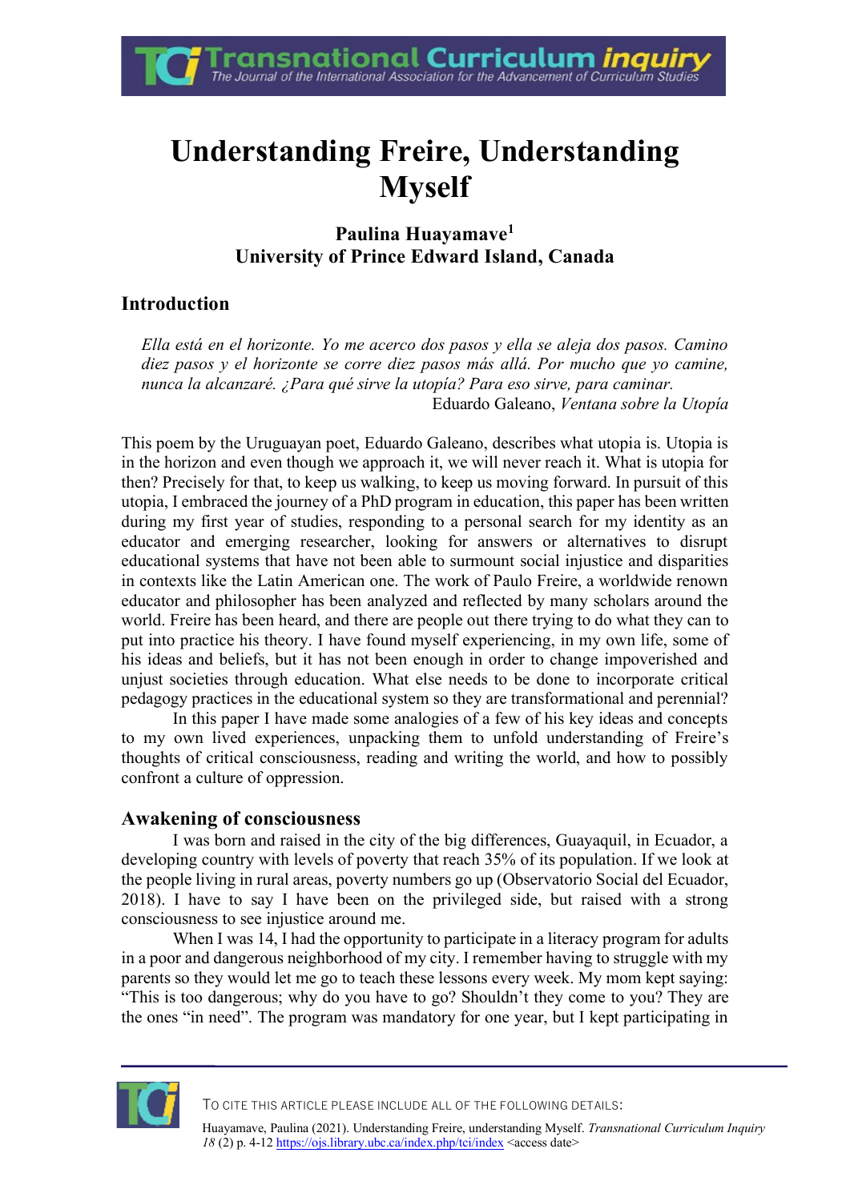# Understanding Freire, Understanding Myself

**Paulina Huayamave[1]**
**University of Prince Edward Island, Canada**

## Introduction

> *Ella está en el horizonte. Yo me acerco dos pasos y ella se aleja dos pasos. Camino diez pasos y el horizonte se corre diez pasos más allá. Por mucho que yo camine, nunca la alcanzaré. ¿Para qué sirve la utopía? Para eso sirve, para caminar.*
>
> Eduardo Galeano, *Ventana sobre la Utopía*

This poem by the Uruguayan poet, Eduardo Galeano, describes what utopia is. Utopia is in the horizon and even though we approach it, we will never reach it. What is utopia for then? Precisely for that, to keep us walking, to keep us moving forward. In pursuit of this utopia, I embraced the journey of a PhD program in education, this paper has been written during my first year of studies, responding to a personal search for my identity as an educator and emerging researcher, looking for answers or alternatives to disrupt educational systems that have not been able to surmount social injustice and disparities in contexts like the Latin American one. The work of Paulo Freire, a worldwide renown educator and philosopher has been analyzed and reflected by many scholars around the world. Freire has been heard, and there are people out there trying to do what they can to put into practice his theory. I have found myself experiencing, in my own life, some of his ideas and beliefs, but it has not been enough in order to change impoverished and unjust societies through education. What else needs to be done to incorporate critical pedagogy practices in the educational system so they are transformational and perennial?

In this paper I have made some analogies of a few of his key ideas and concepts to my own lived experiences, unpacking them to unfold understanding of Freire's thoughts of critical consciousness, reading and writing the world, and how to possibly confront a culture of oppression.

## Awakening of consciousness

I was born and raised in the city of the big differences, Guayaquil, in Ecuador, a developing country with levels of poverty that reach 35% of its population. If we look at the people living in rural areas, poverty numbers go up (Observatorio Social del Ecuador, 2018). I have to say I have been on the privileged side, but raised with a strong consciousness to see injustice around me.

When I was 14, I had the opportunity to participate in a literacy program for adults in a poor and dangerous neighborhood of my city. I remember having to struggle with my parents so they would let me go to teach these lessons every week. My mom kept saying: "This is too dangerous; why do you have to go? Shouldn't they come to you? They are the ones "in need". The program was mandatory for one year, but I kept participating in

TO CITE THIS ARTICLE PLEASE INCLUDE ALL OF THE FOLLOWING DETAILS:

Huayamave, Paulina (2021). Understanding Freire, understanding Myself. *Transnational Curriculum Inquiry 18* (2) p. 4-12 https://ojs.library.ubc.ca/index.php/tci/index <access date>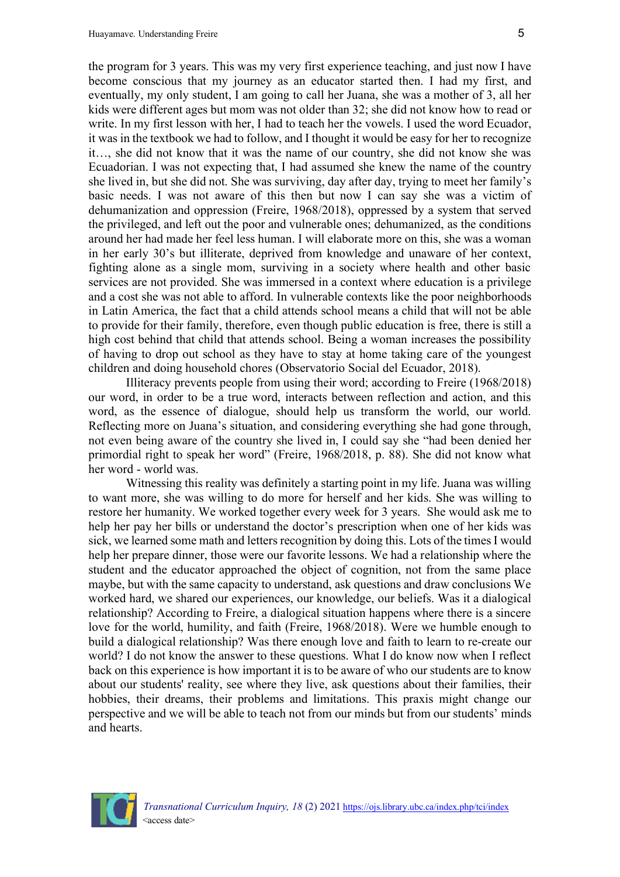the program for 3 years. This was my very first experience teaching, and just now I have become conscious that my journey as an educator started then. I had my first, and eventually, my only student, I am going to call her Juana, she was a mother of 3, all her kids were different ages but mom was not older than 32; she did not know how to read or write. In my first lesson with her, I had to teach her the vowels. I used the word Ecuador, it was in the textbook we had to follow, and I thought it would be easy for her to recognize it…, she did not know that it was the name of our country, she did not know she was Ecuadorian. I was not expecting that, I had assumed she knew the name of the country she lived in, but she did not. She was surviving, day after day, trying to meet her family's basic needs. I was not aware of this then but now I can say she was a victim of dehumanization and oppression (Freire, 1968/2018), oppressed by a system that served the privileged, and left out the poor and vulnerable ones; dehumanized, as the conditions around her had made her feel less human. I will elaborate more on this, she was a woman in her early 30's but illiterate, deprived from knowledge and unaware of her context, fighting alone as a single mom, surviving in a society where health and other basic services are not provided. She was immersed in a context where education is a privilege and a cost she was not able to afford. In vulnerable contexts like the poor neighborhoods in Latin America, the fact that a child attends school means a child that will not be able to provide for their family, therefore, even though public education is free, there is still a high cost behind that child that attends school. Being a woman increases the possibility of having to drop out school as they have to stay at home taking care of the youngest children and doing household chores (Observatorio Social del Ecuador, 2018).

Illiteracy prevents people from using their word; according to Freire (1968/2018) our word, in order to be a true word, interacts between reflection and action, and this word, as the essence of dialogue, should help us transform the world, our world. Reflecting more on Juana's situation, and considering everything she had gone through, not even being aware of the country she lived in, I could say she "had been denied her primordial right to speak her word" (Freire, 1968/2018, p. 88). She did not know what her word - world was.

Witnessing this reality was definitely a starting point in my life. Juana was willing to want more, she was willing to do more for herself and her kids. She was willing to restore her humanity. We worked together every week for 3 years. She would ask me to help her pay her bills or understand the doctor's prescription when one of her kids was sick, we learned some math and letters recognition by doing this. Lots of the times I would help her prepare dinner, those were our favorite lessons. We had a relationship where the student and the educator approached the object of cognition, not from the same place maybe, but with the same capacity to understand, ask questions and draw conclusions We worked hard, we shared our experiences, our knowledge, our beliefs. Was it a dialogical relationship? According to Freire, a dialogical situation happens where there is a sincere love for the world, humility, and faith (Freire, 1968/2018). Were we humble enough to build a dialogical relationship? Was there enough love and faith to learn to re-create our world? I do not know the answer to these questions. What I do know now when I reflect back on this experience is how important it is to be aware of who our students are to know about our students' reality, see where they live, ask questions about their families, their hobbies, their dreams, their problems and limitations. This praxis might change our perspective and we will be able to teach not from our minds but from our students' minds and hearts.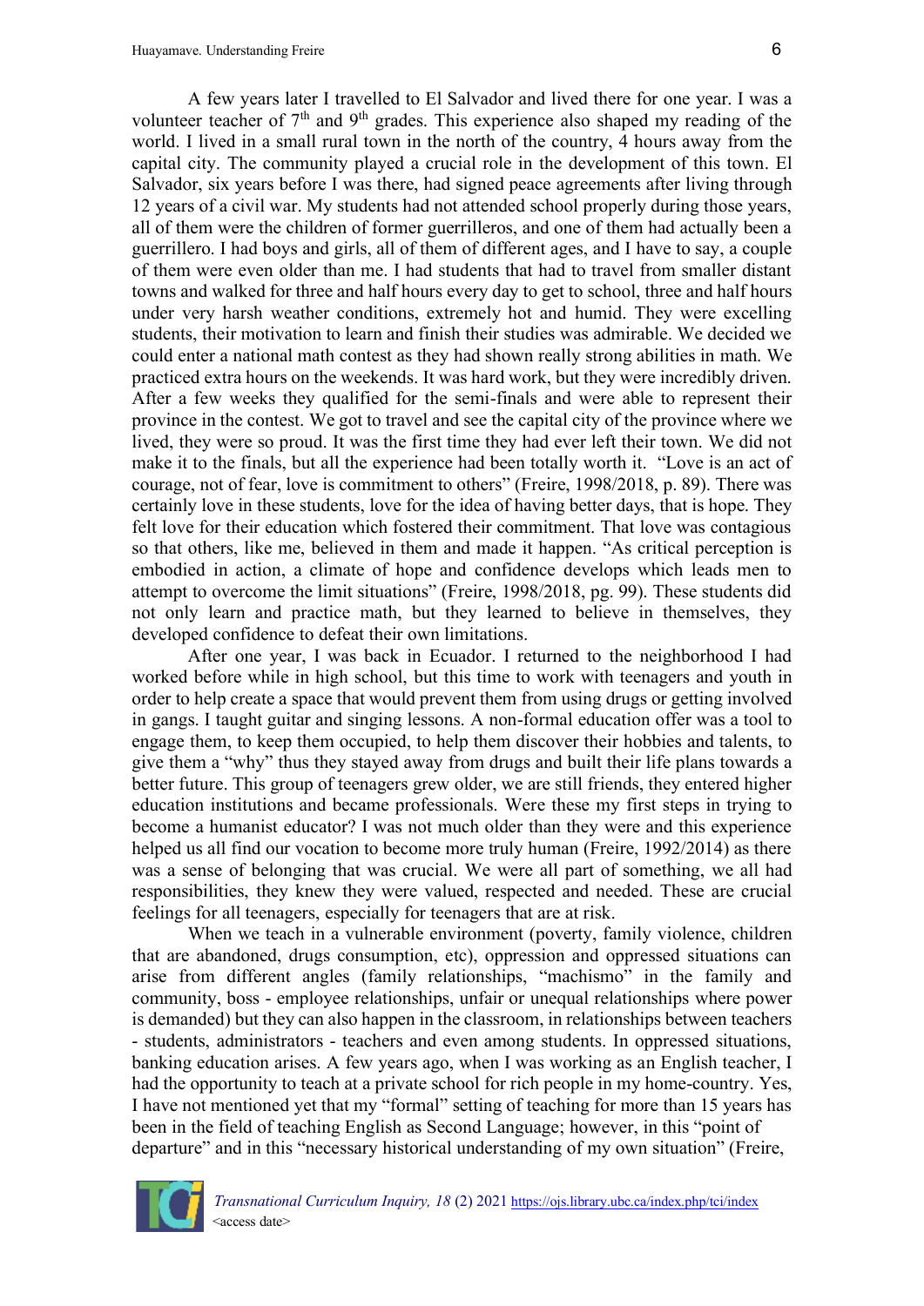A few years later I travelled to El Salvador and lived there for one year. I was a volunteer teacher of 7th and 9th grades. This experience also shaped my reading of the world. I lived in a small rural town in the north of the country, 4 hours away from the capital city. The community played a crucial role in the development of this town. El Salvador, six years before I was there, had signed peace agreements after living through 12 years of a civil war. My students had not attended school properly during those years, all of them were the children of former guerrilleros, and one of them had actually been a guerrillero. I had boys and girls, all of them of different ages, and I have to say, a couple of them were even older than me. I had students that had to travel from smaller distant towns and walked for three and half hours every day to get to school, three and half hours under very harsh weather conditions, extremely hot and humid. They were excelling students, their motivation to learn and finish their studies was admirable. We decided we could enter a national math contest as they had shown really strong abilities in math. We practiced extra hours on the weekends. It was hard work, but they were incredibly driven. After a few weeks they qualified for the semi-finals and were able to represent their province in the contest. We got to travel and see the capital city of the province where we lived, they were so proud. It was the first time they had ever left their town. We did not make it to the finals, but all the experience had been totally worth it. "Love is an act of courage, not of fear, love is commitment to others" (Freire, 1998/2018, p. 89). There was certainly love in these students, love for the idea of having better days, that is hope. They felt love for their education which fostered their commitment. That love was contagious so that others, like me, believed in them and made it happen. "As critical perception is embodied in action, a climate of hope and confidence develops which leads men to attempt to overcome the limit situations" (Freire, 1998/2018, pg. 99). These students did not only learn and practice math, but they learned to believe in themselves, they developed confidence to defeat their own limitations.

After one year, I was back in Ecuador. I returned to the neighborhood I had worked before while in high school, but this time to work with teenagers and youth in order to help create a space that would prevent them from using drugs or getting involved in gangs. I taught guitar and singing lessons. A non-formal education offer was a tool to engage them, to keep them occupied, to help them discover their hobbies and talents, to give them a "why" thus they stayed away from drugs and built their life plans towards a better future. This group of teenagers grew older, we are still friends, they entered higher education institutions and became professionals. Were these my first steps in trying to become a humanist educator? I was not much older than they were and this experience helped us all find our vocation to become more truly human (Freire, 1992/2014) as there was a sense of belonging that was crucial. We were all part of something, we all had responsibilities, they knew they were valued, respected and needed. These are crucial feelings for all teenagers, especially for teenagers that are at risk.

When we teach in a vulnerable environment (poverty, family violence, children that are abandoned, drugs consumption, etc), oppression and oppressed situations can arise from different angles (family relationships, "machismo" in the family and community, boss - employee relationships, unfair or unequal relationships where power is demanded) but they can also happen in the classroom, in relationships between teachers - students, administrators - teachers and even among students. In oppressed situations, banking education arises. A few years ago, when I was working as an English teacher, I had the opportunity to teach at a private school for rich people in my home-country. Yes, I have not mentioned yet that my "formal" setting of teaching for more than 15 years has been in the field of teaching English as Second Language; however, in this "point of departure" and in this "necessary historical understanding of my own situation" (Freire,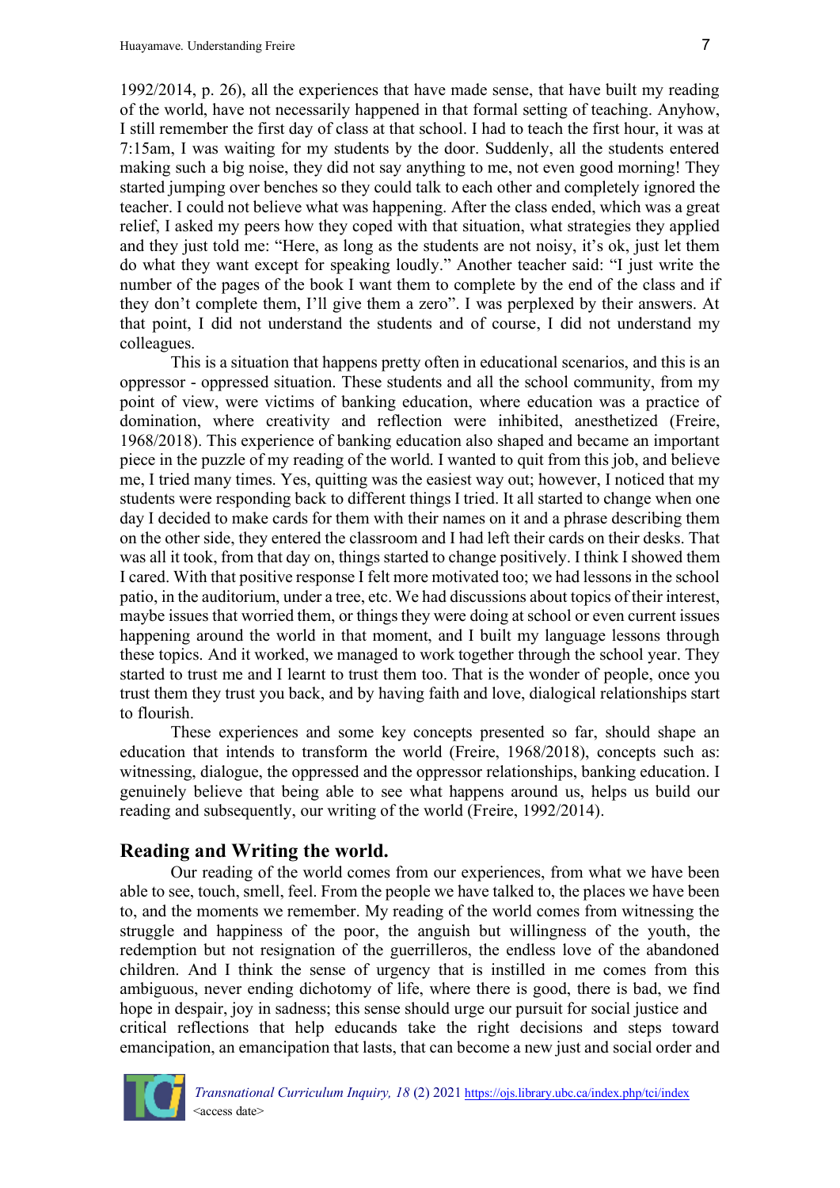1992/2014, p. 26), all the experiences that have made sense, that have built my reading of the world, have not necessarily happened in that formal setting of teaching. Anyhow, I still remember the first day of class at that school. I had to teach the first hour, it was at 7:15am, I was waiting for my students by the door. Suddenly, all the students entered making such a big noise, they did not say anything to me, not even good morning! They started jumping over benches so they could talk to each other and completely ignored the teacher. I could not believe what was happening. After the class ended, which was a great relief, I asked my peers how they coped with that situation, what strategies they applied and they just told me: "Here, as long as the students are not noisy, it's ok, just let them do what they want except for speaking loudly." Another teacher said: "I just write the number of the pages of the book I want them to complete by the end of the class and if they don't complete them, I'll give them a zero". I was perplexed by their answers. At that point, I did not understand the students and of course, I did not understand my colleagues.

This is a situation that happens pretty often in educational scenarios, and this is an oppressor - oppressed situation. These students and all the school community, from my point of view, were victims of banking education, where education was a practice of domination, where creativity and reflection were inhibited, anesthetized (Freire, 1968/2018). This experience of banking education also shaped and became an important piece in the puzzle of my reading of the world. I wanted to quit from this job, and believe me, I tried many times. Yes, quitting was the easiest way out; however, I noticed that my students were responding back to different things I tried. It all started to change when one day I decided to make cards for them with their names on it and a phrase describing them on the other side, they entered the classroom and I had left their cards on their desks. That was all it took, from that day on, things started to change positively. I think I showed them I cared. With that positive response I felt more motivated too; we had lessons in the school patio, in the auditorium, under a tree, etc. We had discussions about topics of their interest, maybe issues that worried them, or things they were doing at school or even current issues happening around the world in that moment, and I built my language lessons through these topics. And it worked, we managed to work together through the school year. They started to trust me and I learnt to trust them too. That is the wonder of people, once you trust them they trust you back, and by having faith and love, dialogical relationships start to flourish.

These experiences and some key concepts presented so far, should shape an education that intends to transform the world (Freire, 1968/2018), concepts such as: witnessing, dialogue, the oppressed and the oppressor relationships, banking education. I genuinely believe that being able to see what happens around us, helps us build our reading and subsequently, our writing of the world (Freire, 1992/2014).

## Reading and Writing the world.

Our reading of the world comes from our experiences, from what we have been able to see, touch, smell, feel. From the people we have talked to, the places we have been to, and the moments we remember. My reading of the world comes from witnessing the struggle and happiness of the poor, the anguish but willingness of the youth, the redemption but not resignation of the guerrilleros, the endless love of the abandoned children. And I think the sense of urgency that is instilled in me comes from this ambiguous, never ending dichotomy of life, where there is good, there is bad, we find hope in despair, joy in sadness; this sense should urge our pursuit for social justice and critical reflections that help educands take the right decisions and steps toward emancipation, an emancipation that lasts, that can become a new just and social order and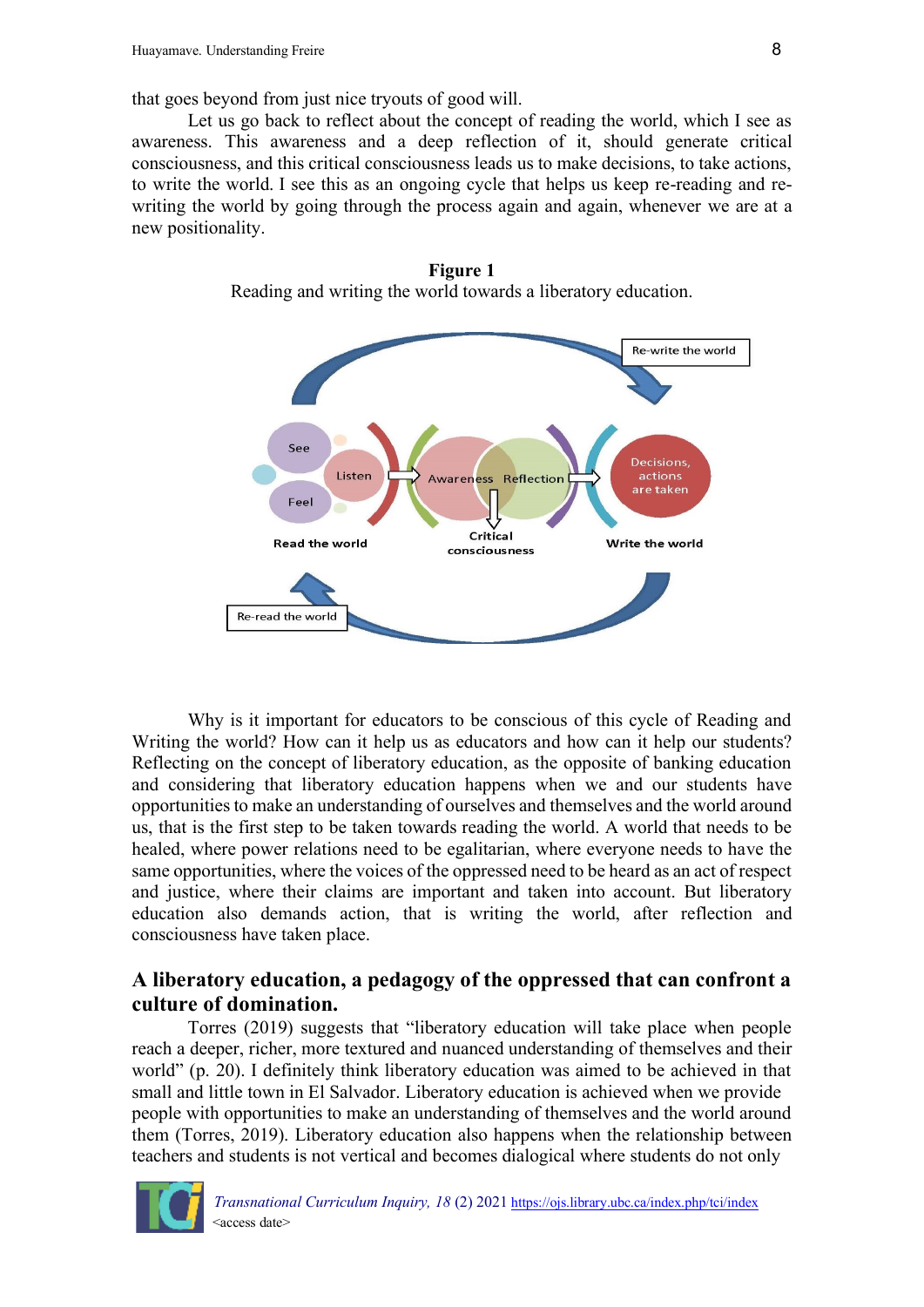that goes beyond from just nice tryouts of good will.

Let us go back to reflect about the concept of reading the world, which I see as awareness. This awareness and a deep reflection of it, should generate critical consciousness, and this critical consciousness leads us to make decisions, to take actions, to write the world. I see this as an ongoing cycle that helps us keep re-reading and re-writing the world by going through the process again and again, whenever we are at a new positionality.

**Figure 1**

Reading and writing the world towards a liberatory education.

Why is it important for educators to be conscious of this cycle of Reading and Writing the world? How can it help us as educators and how can it help our students? Reflecting on the concept of liberatory education, as the opposite of banking education and considering that liberatory education happens when we and our students have opportunities to make an understanding of ourselves and themselves and the world around us, that is the first step to be taken towards reading the world. A world that needs to be healed, where power relations need to be egalitarian, where everyone needs to have the same opportunities, where the voices of the oppressed need to be heard as an act of respect and justice, where their claims are important and taken into account. But liberatory education also demands action, that is writing the world, after reflection and consciousness have taken place.

## A liberatory education, a pedagogy of the oppressed that can confront a culture of domination.

Torres (2019) suggests that "liberatory education will take place when people reach a deeper, richer, more textured and nuanced understanding of themselves and their world" (p. 20). I definitely think liberatory education was aimed to be achieved in that small and little town in El Salvador. Liberatory education is achieved when we provide people with opportunities to make an understanding of themselves and the world around them (Torres, 2019). Liberatory education also happens when the relationship between teachers and students is not vertical and becomes dialogical where students do not only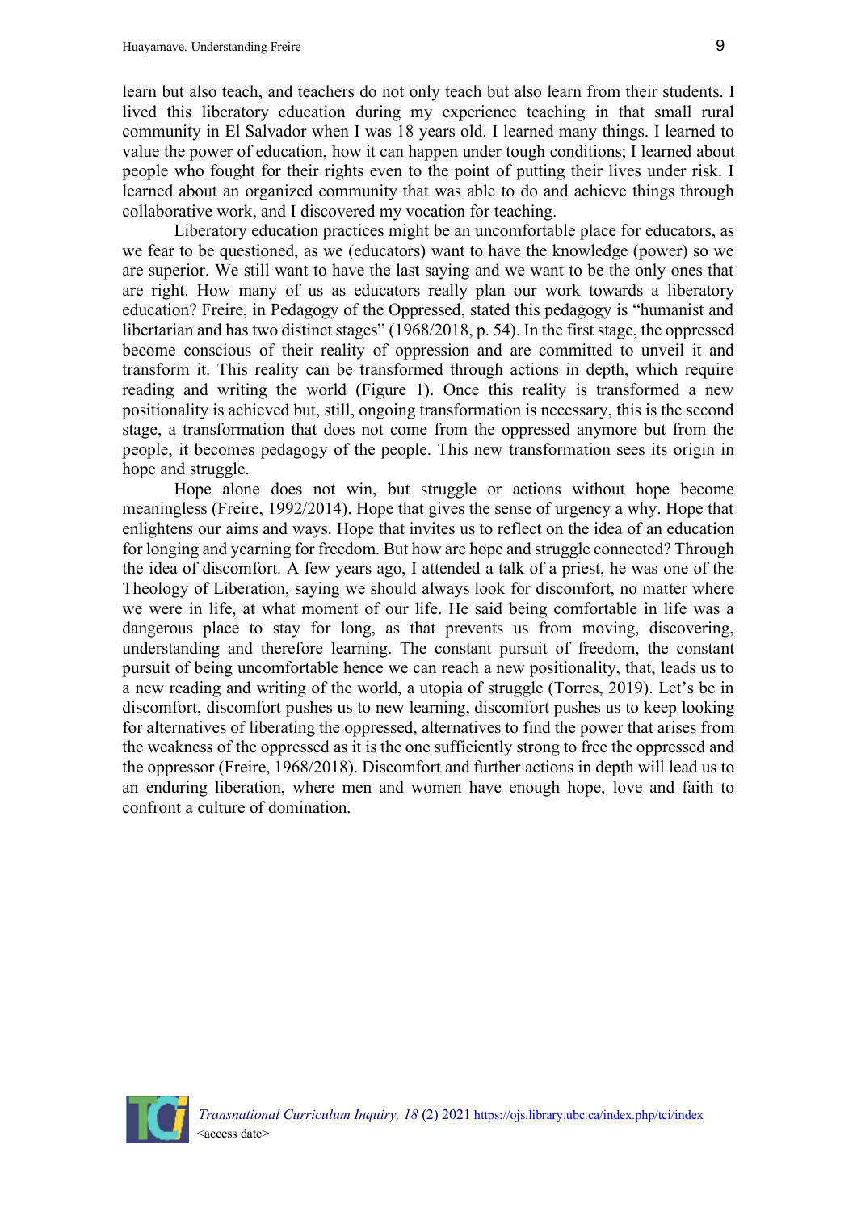learn but also teach, and teachers do not only teach but also learn from their students. I lived this liberatory education during my experience teaching in that small rural community in El Salvador when I was 18 years old. I learned many things. I learned to value the power of education, how it can happen under tough conditions; I learned about people who fought for their rights even to the point of putting their lives under risk. I learned about an organized community that was able to do and achieve things through collaborative work, and I discovered my vocation for teaching.

Liberatory education practices might be an uncomfortable place for educators, as we fear to be questioned, as we (educators) want to have the knowledge (power) so we are superior. We still want to have the last saying and we want to be the only ones that are right. How many of us as educators really plan our work towards a liberatory education? Freire, in Pedagogy of the Oppressed, stated this pedagogy is "humanist and libertarian and has two distinct stages" (1968/2018, p. 54). In the first stage, the oppressed become conscious of their reality of oppression and are committed to unveil it and transform it. This reality can be transformed through actions in depth, which require reading and writing the world (Figure 1). Once this reality is transformed a new positionality is achieved but, still, ongoing transformation is necessary, this is the second stage, a transformation that does not come from the oppressed anymore but from the people, it becomes pedagogy of the people. This new transformation sees its origin in hope and struggle.

Hope alone does not win, but struggle or actions without hope become meaningless (Freire, 1992/2014). Hope that gives the sense of urgency a why. Hope that enlightens our aims and ways. Hope that invites us to reflect on the idea of an education for longing and yearning for freedom. But how are hope and struggle connected? Through the idea of discomfort. A few years ago, I attended a talk of a priest, he was one of the Theology of Liberation, saying we should always look for discomfort, no matter where we were in life, at what moment of our life. He said being comfortable in life was a dangerous place to stay for long, as that prevents us from moving, discovering, understanding and therefore learning. The constant pursuit of freedom, the constant pursuit of being uncomfortable hence we can reach a new positionality, that, leads us to a new reading and writing of the world, a utopia of struggle (Torres, 2019). Let's be in discomfort, discomfort pushes us to new learning, discomfort pushes us to keep looking for alternatives of liberating the oppressed, alternatives to find the power that arises from the weakness of the oppressed as it is the one sufficiently strong to free the oppressed and the oppressor (Freire, 1968/2018). Discomfort and further actions in depth will lead us to an enduring liberation, where men and women have enough hope, love and faith to confront a culture of domination.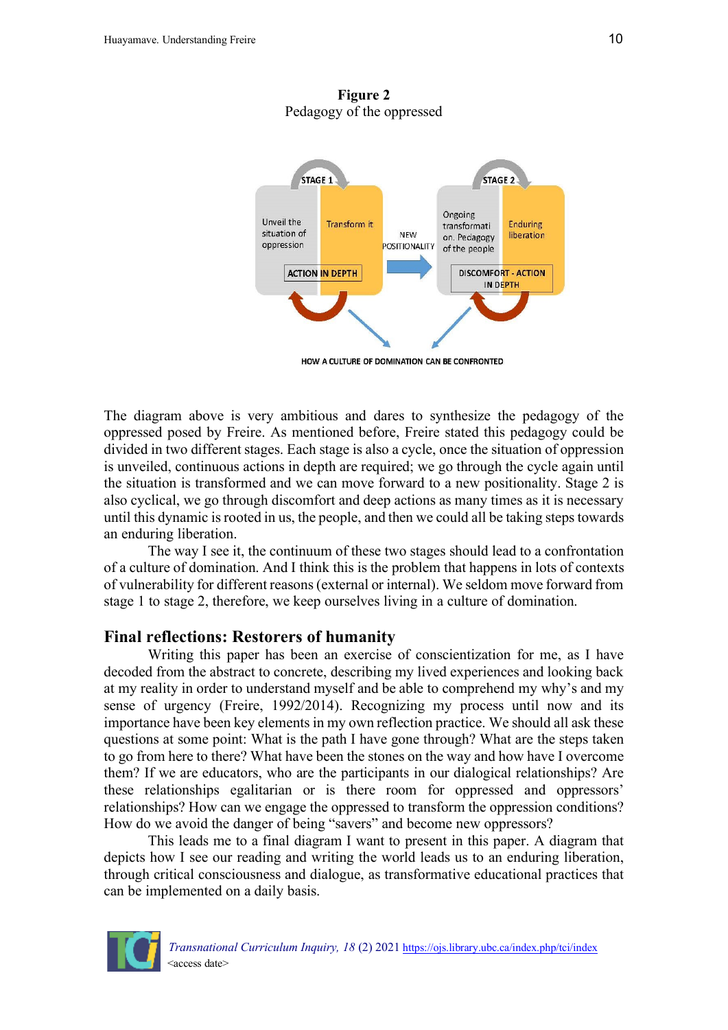**Figure 2**
Pedagogy of the oppressed

The diagram above is very ambitious and dares to synthesize the pedagogy of the oppressed posed by Freire. As mentioned before, Freire stated this pedagogy could be divided in two different stages. Each stage is also a cycle, once the situation of oppression is unveiled, continuous actions in depth are required; we go through the cycle again until the situation is transformed and we can move forward to a new positionality. Stage 2 is also cyclical, we go through discomfort and deep actions as many times as it is necessary until this dynamic is rooted in us, the people, and then we could all be taking steps towards an enduring liberation.

The way I see it, the continuum of these two stages should lead to a confrontation of a culture of domination. And I think this is the problem that happens in lots of contexts of vulnerability for different reasons (external or internal). We seldom move forward from stage 1 to stage 2, therefore, we keep ourselves living in a culture of domination.

## Final reflections: Restorers of humanity

Writing this paper has been an exercise of conscientization for me, as I have decoded from the abstract to concrete, describing my lived experiences and looking back at my reality in order to understand myself and be able to comprehend my why's and my sense of urgency (Freire, 1992/2014). Recognizing my process until now and its importance have been key elements in my own reflection practice. We should all ask these questions at some point: What is the path I have gone through? What are the steps taken to go from here to there? What have been the stones on the way and how have I overcome them? If we are educators, who are the participants in our dialogical relationships? Are these relationships egalitarian or is there room for oppressed and oppressors' relationships? How can we engage the oppressed to transform the oppression conditions? How do we avoid the danger of being "savers" and become new oppressors?

This leads me to a final diagram I want to present in this paper. A diagram that depicts how I see our reading and writing the world leads us to an enduring liberation, through critical consciousness and dialogue, as transformative educational practices that can be implemented on a daily basis.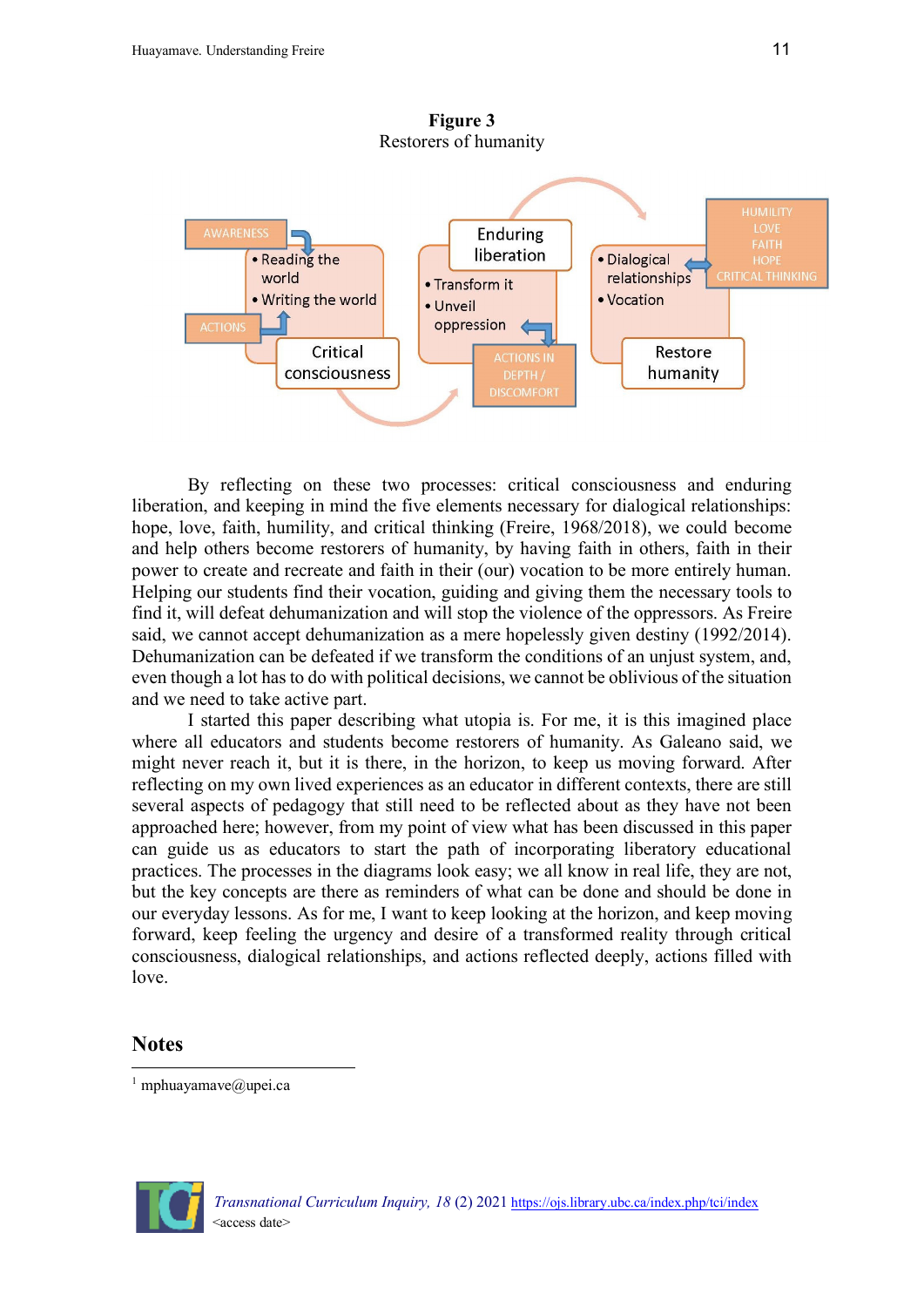**Figure 3**
Restorers of humanity

AWARESS / ACTIONS

- Reading the world
- Writing the world

Critical consciousness

Enduring liberation

- Transform it
- Unveil oppression

ACTIONS IN DEPTH / DISCOMFORT

- Dialogical relationships
- Vocation

HUMILITY
LOVE
FAITH
HOPE
CRITICAL THINKING

Restore humanity

By reflecting on these two processes: critical consciousness and enduring liberation, and keeping in mind the five elements necessary for dialogical relationships: hope, love, faith, humility, and critical thinking (Freire, 1968/2018), we could become and help others become restorers of humanity, by having faith in others, faith in their power to create and recreate and faith in their (our) vocation to be more entirely human. Helping our students find their vocation, guiding and giving them the necessary tools to find it, will defeat dehumanization and will stop the violence of the oppressors. As Freire said, we cannot accept dehumanization as a mere hopelessly given destiny (1992/2014). Dehumanization can be defeated if we transform the conditions of an unjust system, and, even though a lot has to do with political decisions, we cannot be oblivious of the situation and we need to take active part.

I started this paper describing what utopia is. For me, it is this imagined place where all educators and students become restorers of humanity. As Galeano said, we might never reach it, but it is there, in the horizon, to keep us moving forward. After reflecting on my own lived experiences as an educator in different contexts, there are still several aspects of pedagogy that still need to be reflected about as they have not been approached here; however, from my point of view what has been discussed in this paper can guide us as educators to start the path of incorporating liberatory educational practices. The processes in the diagrams look easy; we all know in real life, they are not, but the key concepts are there as reminders of what can be done and should be done in our everyday lessons. As for me, I want to keep looking at the horizon, and keep moving forward, keep feeling the urgency and desire of a transformed reality through critical consciousness, dialogical relationships, and actions reflected deeply, actions filled with love.

## Notes

[1] mphuayamave@upei.ca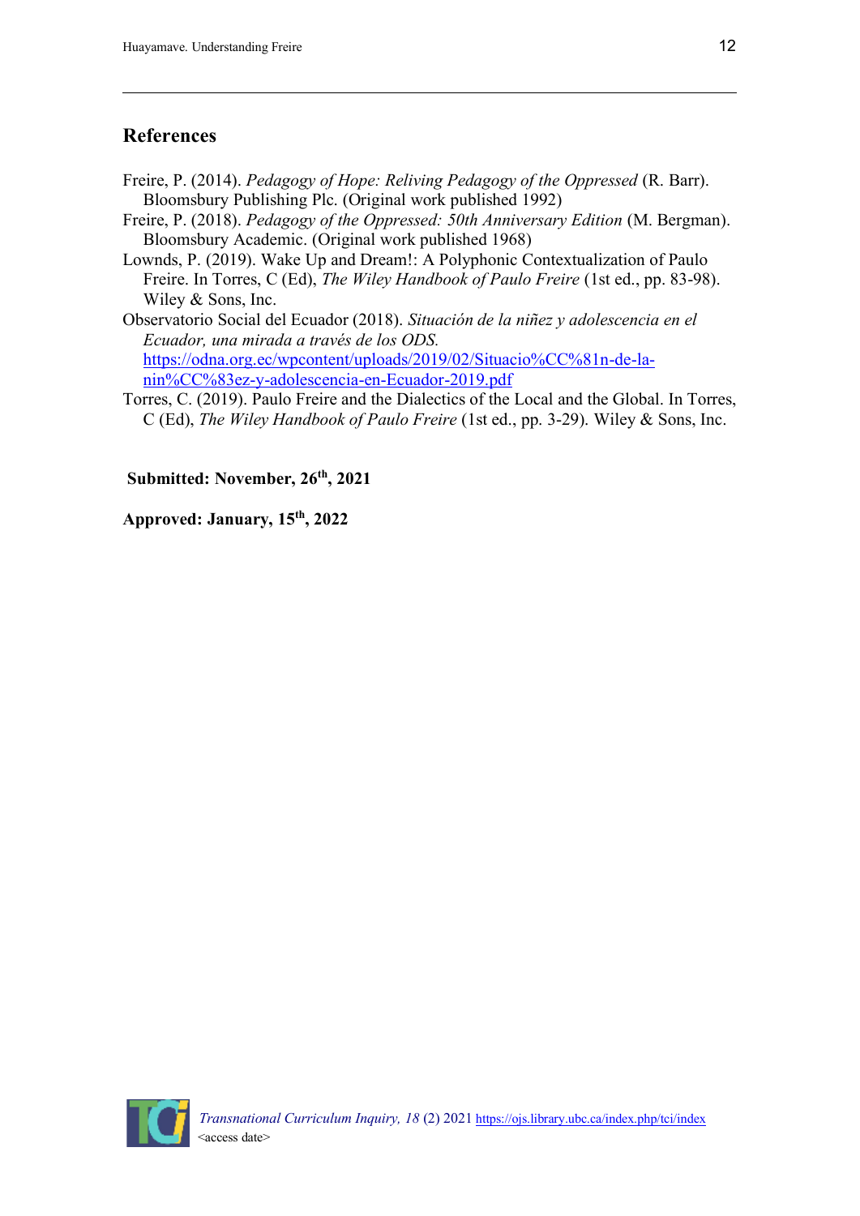## References

Freire, P. (2014). *Pedagogy of Hope: Reliving Pedagogy of the Oppressed* (R. Barr). Bloomsbury Publishing Plc. (Original work published 1992)

Freire, P. (2018). *Pedagogy of the Oppressed: 50th Anniversary Edition* (M. Bergman). Bloomsbury Academic. (Original work published 1968)

Lownds, P. (2019). Wake Up and Dream!: A Polyphonic Contextualization of Paulo Freire. In Torres, C (Ed), *The Wiley Handbook of Paulo Freire* (1st ed., pp. 83-98). Wiley & Sons, Inc.

Observatorio Social del Ecuador (2018). *Situación de la niñez y adolescencia en el Ecuador, una mirada a través de los ODS.* https://odna.org.ec/wpcontent/uploads/2019/02/Situacio%CC%81n-de-la-nin%CC%83ez-y-adolescencia-en-Ecuador-2019.pdf

Torres, C. (2019). Paulo Freire and the Dialectics of the Local and the Global. In Torres, C (Ed), *The Wiley Handbook of Paulo Freire* (1st ed., pp. 3-29). Wiley & Sons, Inc.

**Submitted: November, 26th, 2021**

**Approved: January, 15th, 2022**